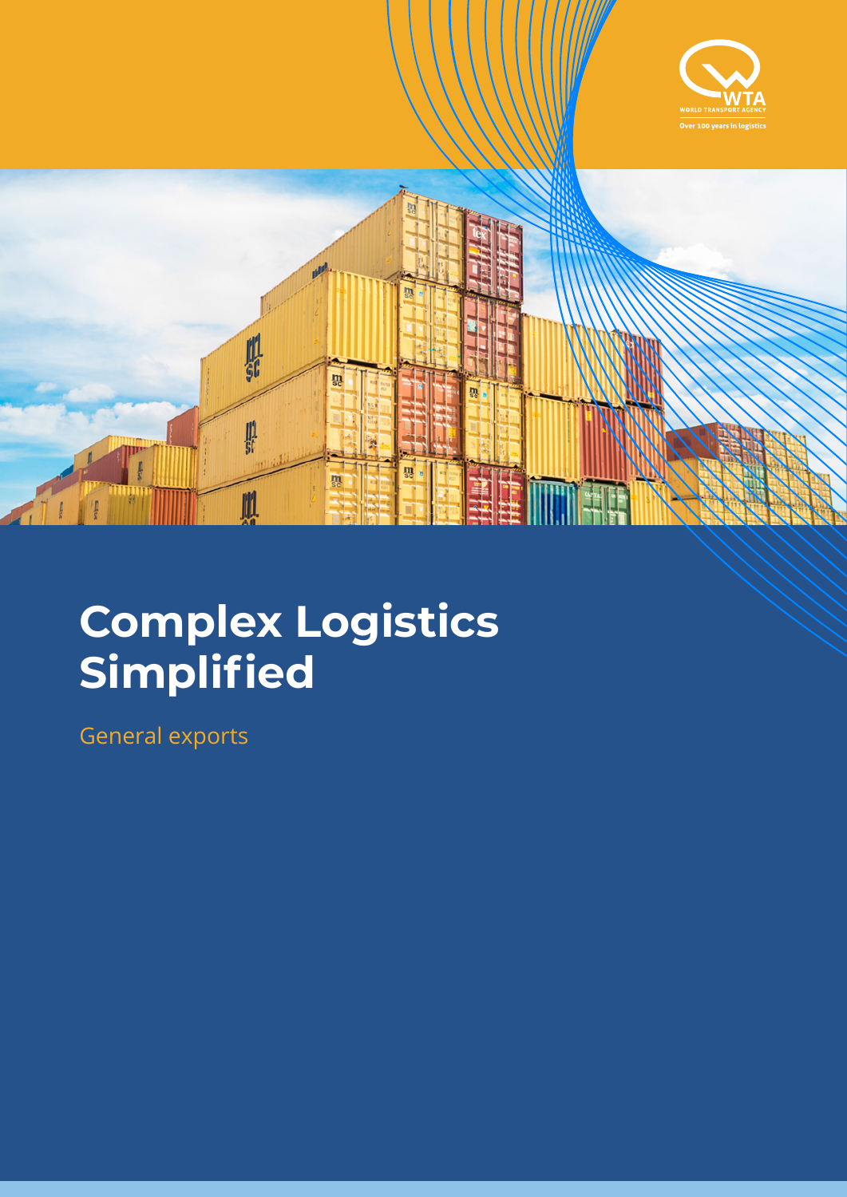WTA
WORLD TRANSPORT AGENCY
Over 100 years in logistics

# Complex Logistics Simplified

General exports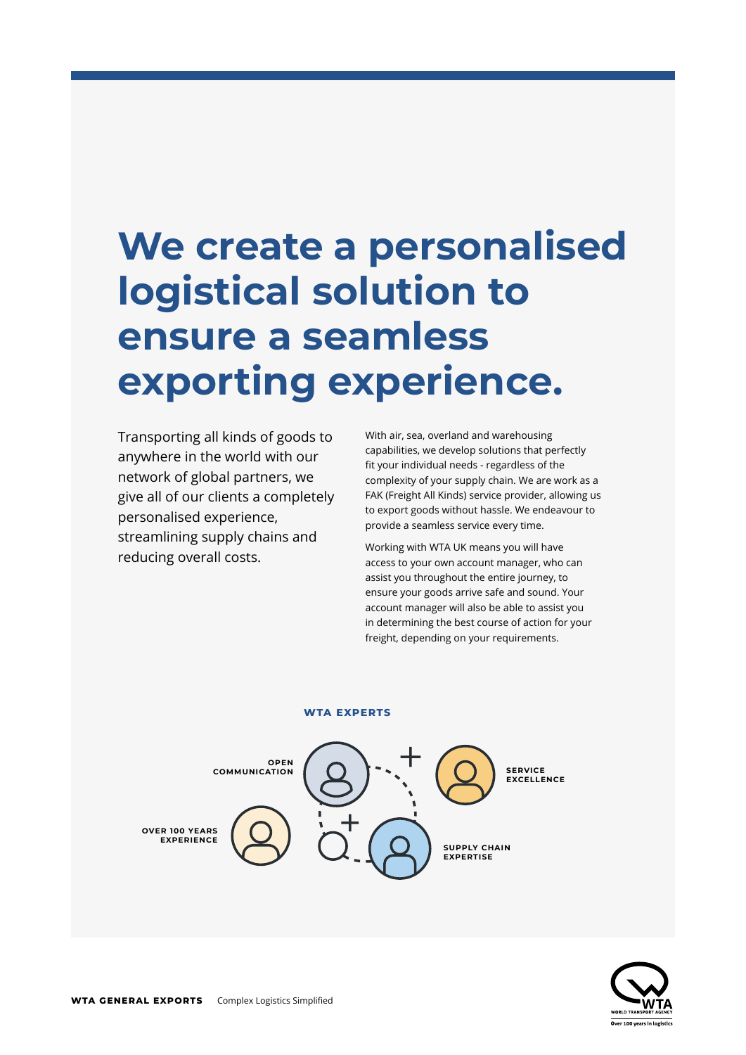# We create a personalised logistical solution to ensure a seamless exporting experience.

Transporting all kinds of goods to anywhere in the world with our network of global partners, we give all of our clients a completely personalised experience, streamlining supply chains and reducing overall costs.

With air, sea, overland and warehousing capabilities, we develop solutions that perfectly fit your individual needs - regardless of the complexity of your supply chain. We are work as a FAK (Freight All Kinds) service provider, allowing us to export goods without hassle. We endeavour to provide a seamless service every time.

Working with WTA UK means you will have access to your own account manager, who can assist you throughout the entire journey, to ensure your goods arrive safe and sound. Your account manager will also be able to assist you in determining the best course of action for your freight, depending on your requirements.

**WTA EXPERTS**

- **OPEN COMMUNICATION**
- **SERVICE EXCELLENCE**
- **OVER 100 YEARS EXPERIENCE**
- **SUPPLY CHAIN EXPERTISE**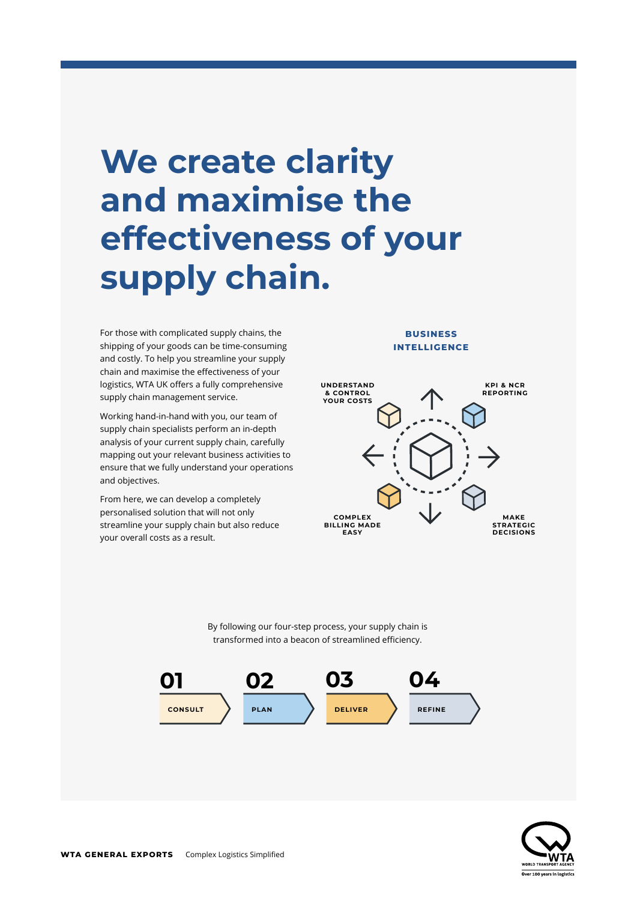# We create clarity and maximise the effectiveness of your supply chain.

For those with complicated supply chains, the shipping of your goods can be time-consuming and costly. To help you streamline your supply chain and maximise the effectiveness of your logistics, WTA UK offers a fully comprehensive supply chain management service.

Working hand-in-hand with you, our team of supply chain specialists perform an in-depth analysis of your current supply chain, carefully mapping out your relevant business activities to ensure that we fully understand your operations and objectives.

From here, we can develop a completely personalised solution that will not only streamline your supply chain but also reduce your overall costs as a result.

**BUSINESS INTELLIGENCE**

- UNDERSTAND & CONTROL YOUR COSTS
- KPI & NCR REPORTING
- COMPLEX BILLING MADE EASY
- MAKE STRATEGIC DECISIONS

By following our four-step process, your supply chain is transformed into a beacon of streamlined efficiency.

**01** CONSULT

**02** PLAN

**03** DELIVER

**04** REFINE

**WTA GENERAL EXPORTS** Complex Logistics Simplified

WTA WORLD TRANSPORT AGENCY
Over 100 years in logistics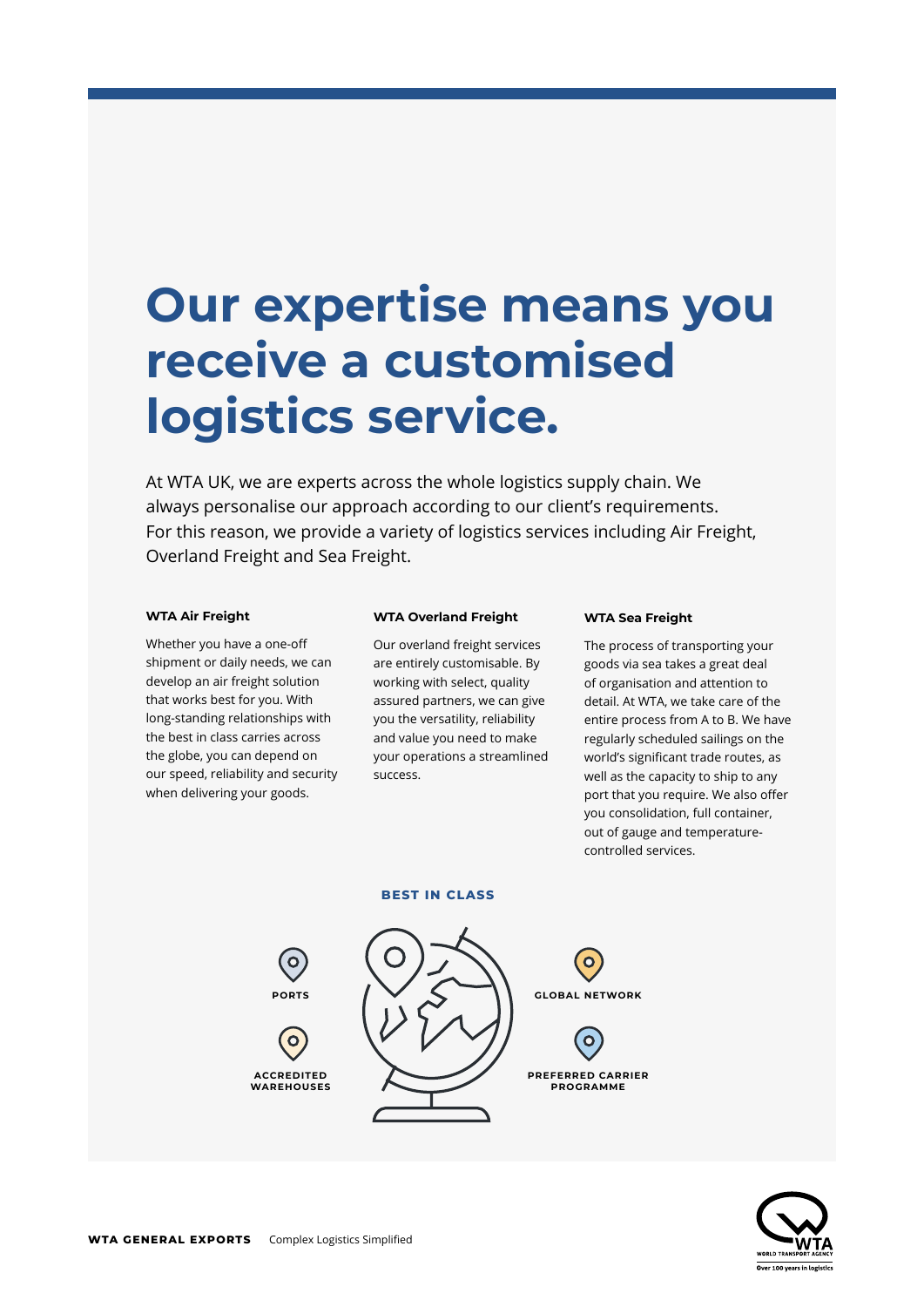# Our expertise means you receive a customised logistics service.

At WTA UK, we are experts across the whole logistics supply chain. We always personalise our approach according to our client's requirements. For this reason, we provide a variety of logistics services including Air Freight, Overland Freight and Sea Freight.

#### WTA Air Freight

Whether you have a one-off shipment or daily needs, we can develop an air freight solution that works best for you. With long-standing relationships with the best in class carries across the globe, you can depend on our speed, reliability and security when delivering your goods.

#### WTA Overland Freight

Our overland freight services are entirely customisable. By working with select, quality assured partners, we can give you the versatility, reliability and value you need to make your operations a streamlined success.

#### WTA Sea Freight

The process of transporting your goods via sea takes a great deal of organisation and attention to detail. At WTA, we take care of the entire process from A to B. We have regularly scheduled sailings on the world's significant trade routes, as well as the capacity to ship to any port that you require. We also offer you consolidation, full container, out of gauge and temperature-controlled services.

**BEST IN CLASS**

PORTS

ACCREDITED WAREHOUSES

GLOBAL NETWORK

PREFERRED CARRIER PROGRAMME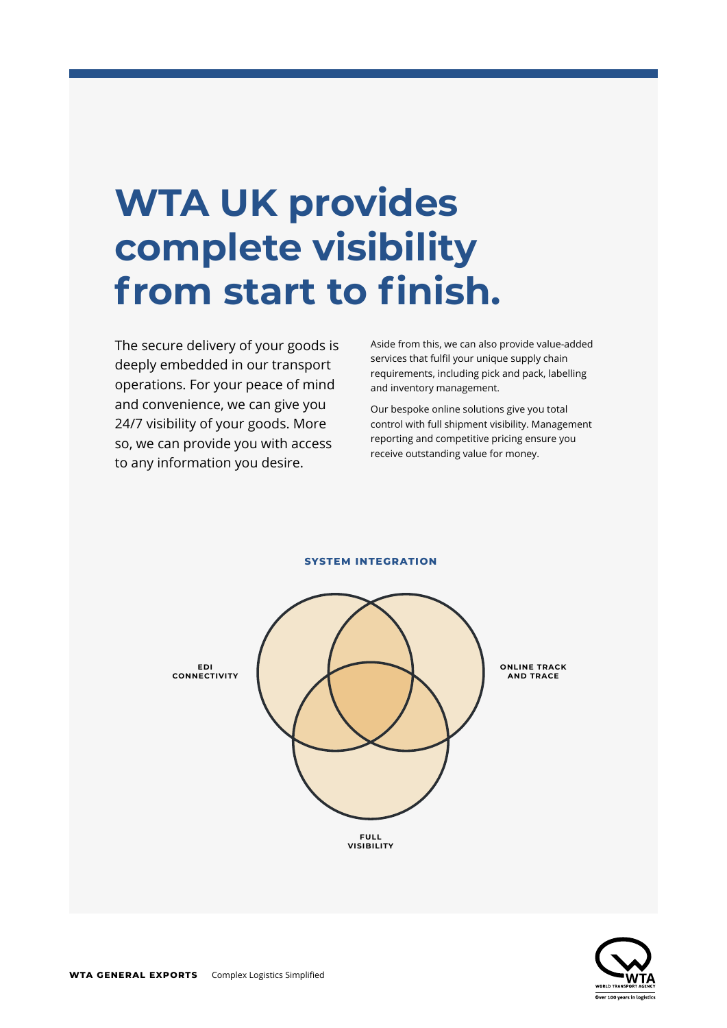# WTA UK provides complete visibility from start to finish.

The secure delivery of your goods is deeply embedded in our transport operations. For your peace of mind and convenience, we can give you 24/7 visibility of your goods. More so, we can provide you with access to any information you desire.

Aside from this, we can also provide value-added services that fulfil your unique supply chain requirements, including pick and pack, labelling and inventory management.

Our bespoke online solutions give you total control with full shipment visibility. Management reporting and competitive pricing ensure you receive outstanding value for money.

**SYSTEM INTEGRATION**

**EDI CONNECTIVITY**

**ONLINE TRACK AND TRACE**

**FULL VISIBILITY**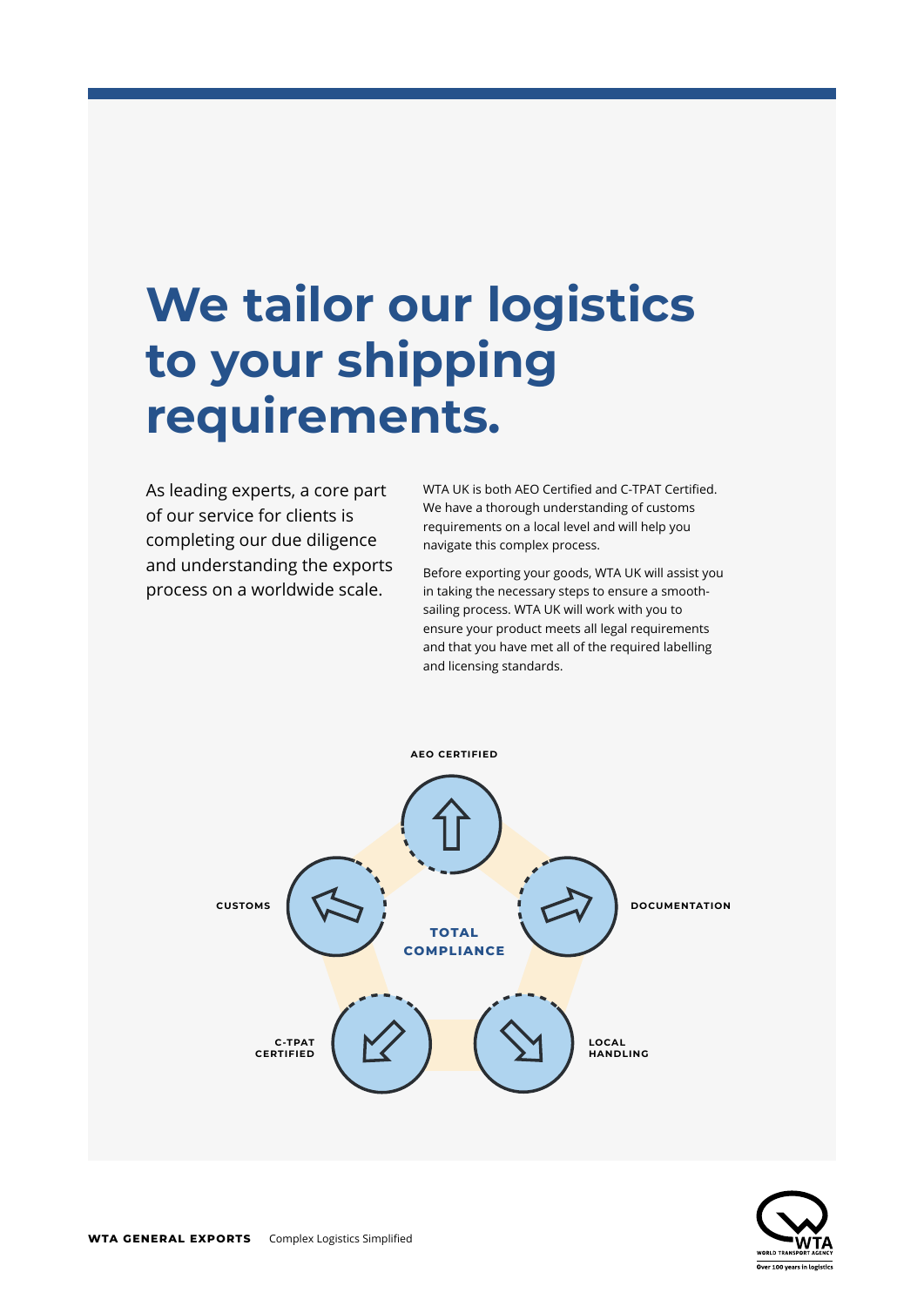# We tailor our logistics to your shipping requirements.

As leading experts, a core part of our service for clients is completing our due diligence and understanding the exports process on a worldwide scale.

WTA UK is both AEO Certified and C-TPAT Certified. We have a thorough understanding of customs requirements on a local level and will help you navigate this complex process.

Before exporting your goods, WTA UK will assist you in taking the necessary steps to ensure a smooth-sailing process. WTA UK will work with you to ensure your product meets all legal requirements and that you have met all of the required labelling and licensing standards.

**TOTAL COMPLIANCE**

- AEO CERTIFIED
- DOCUMENTATION
- LOCAL HANDLING
- C-TPAT CERTIFIED
- CUSTOMS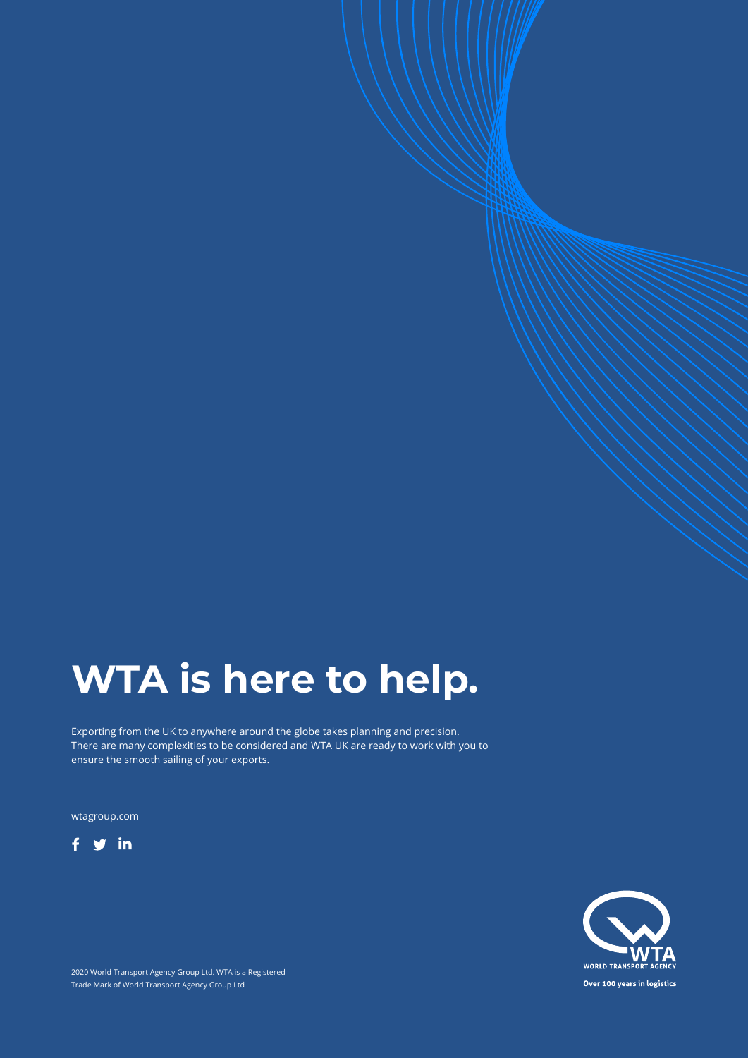# WTA is here to help.

Exporting from the UK to anywhere around the globe takes planning and precision. There are many complexities to be considered and WTA UK are ready to work with you to ensure the smooth sailing of your exports.

wtagroup.com

WTA
WORLD TRANSPORT AGENCY
Over 100 years in logistics

2020 World Transport Agency Group Ltd. WTA is a Registered Trade Mark of World Transport Agency Group Ltd